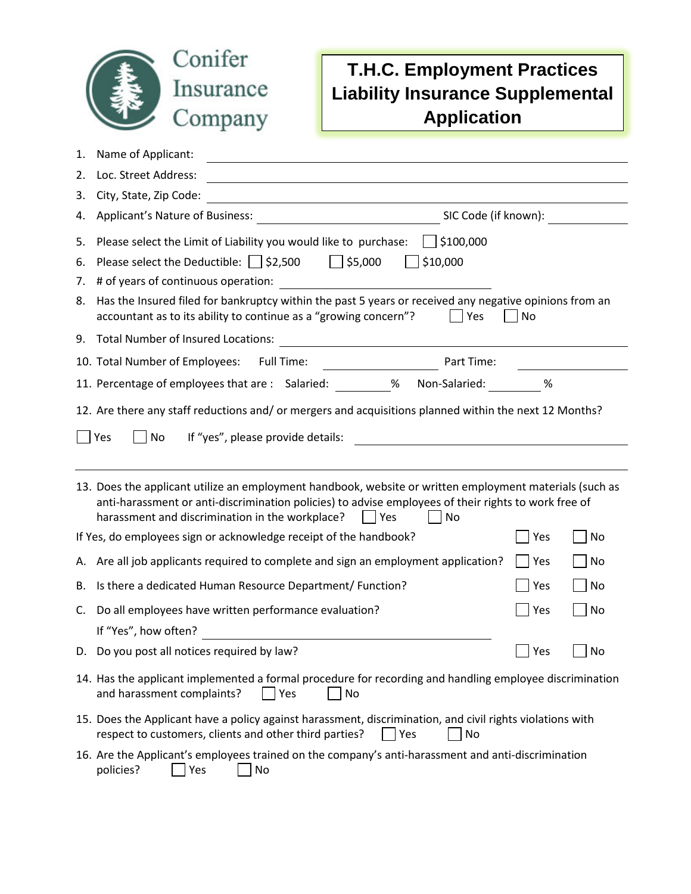Conifer Insurance Company

# T.H.C. Employment Practices Liability Insurance Supplemental Application

1. Name of Applicant: \_\_\_\_\_\_\_\_\_\_\_\_\_\_\_\_\_\_\_\_\_\_\_\_\_\_\_\_
2. Loc. Street Address: \_\_\_\_\_\_\_\_\_\_\_\_\_\_\_\_\_\_\_\_\_\_\_\_\_\_\_\_
3. City, State, Zip Code: \_\_\_\_\_\_\_\_\_\_\_\_\_\_\_\_\_\_\_\_\_\_\_\_\_\_\_\_
4. Applicant's Nature of Business: \_\_\_\_\_\_\_\_\_\_\_\_\_\_ SIC Code (if known): \_\_\_\_\_\_\_\_
5. Please select the Limit of Liability you would like to purchase: ☐ $100,000
6. Please select the Deductible: ☐ $2,500 ☐ $5,000 ☐ $10,000
7. # of years of continuous operation: \_\_\_\_\_\_\_\_\_\_\_\_\_\_
8. Has the Insured filed for bankruptcy within the past 5 years or received any negative opinions from an accountant as to its ability to continue as a "growing concern"? ☐ Yes ☐ No
9. Total Number of Insured Locations: \_\_\_\_\_\_\_\_\_\_\_\_\_\_
10. Total Number of Employees: Full Time: \_\_\_\_\_\_\_\_ Part Time: \_\_\_\_\_\_\_\_
11. Percentage of employees that are : Salaried: \_\_\_\_\_ % Non-Salaried: \_\_\_\_\_ %
12. Are there any staff reductions and/ or mergers and acquisitions planned within the next 12 Months?

    ☐ Yes ☐ No If "yes", please provide details: \_\_\_\_\_\_\_\_\_\_\_\_\_\_\_\_\_\_\_\_\_\_\_\_\_\_\_\_

13. Does the applicant utilize an employment handbook, website or written employment materials (such as anti-harassment or anti-discrimination policies) to advise employees of their rights to work free of harassment and discrimination in the workplace? ☐ Yes ☐ No

If Yes, do employees sign or acknowledge receipt of the handbook? ☐ Yes ☐ No

A. Are all job applicants required to complete and sign an employment application? ☐ Yes ☐ No

B. Is there a dedicated Human Resource Department/ Function? ☐ Yes ☐ No

C. Do all employees have written performance evaluation? ☐ Yes ☐ No

   If "Yes", how often? \_\_\_\_\_\_\_\_\_\_\_\_\_\_\_\_\_\_\_\_\_\_\_\_\_\_\_\_

D. Do you post all notices required by law? ☐ Yes ☐ No

14. Has the applicant implemented a formal procedure for recording and handling employee discrimination and harassment complaints? ☐ Yes ☐ No
15. Does the Applicant have a policy against harassment, discrimination, and civil rights violations with respect to customers, clients and other third parties? ☐ Yes ☐ No
16. Are the Applicant's employees trained on the company's anti-harassment and anti-discrimination policies? ☐ Yes ☐ No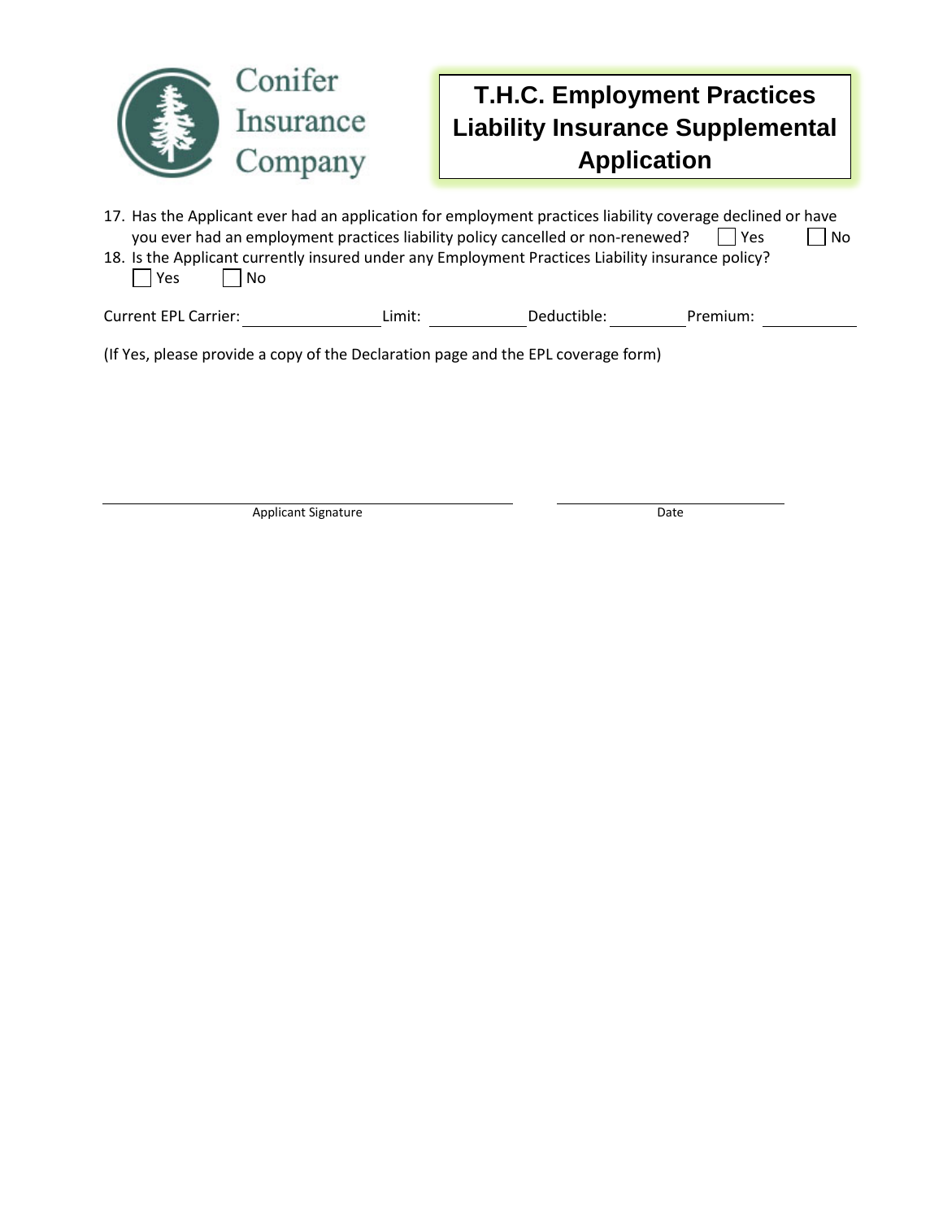Conifer Insurance Company

# T.H.C. Employment Practices Liability Insurance Supplemental Application

17. Has the Applicant ever had an application for employment practices liability coverage declined or have you ever had an employment practices liability policy cancelled or non-renewed? ☐ Yes ☐ No
18. Is the Applicant currently insured under any Employment Practices Liability insurance policy? ☐ Yes ☐ No

Current EPL Carrier: ______________ Limit: __________ Deductible: ________ Premium: __________

(If Yes, please provide a copy of the Declaration page and the EPL coverage form)

_______________________________________ Applicant Signature

______________________ Date